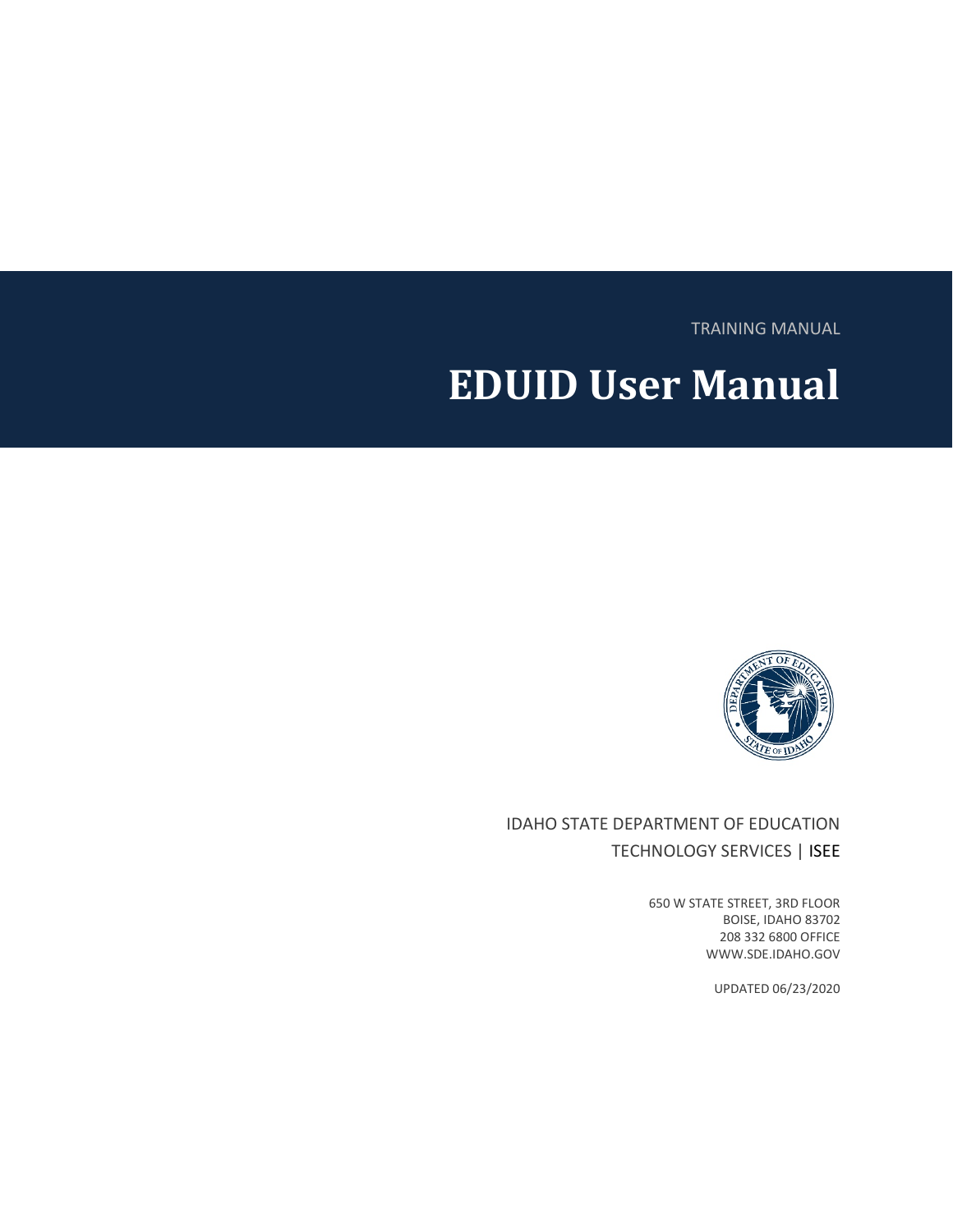TRAINING MANUAL

# EDUID User Manual

IDAHO STATE DEPARTMENT OF EDUCATION

TECHNOLOGY SERVICES | ISEE

650 W STATE STREET, 3RD FLOOR
BOISE, IDAHO 83702
208 332 6800 OFFICE
WWW.SDE.IDAHO.GOV

UPDATED 06/23/2020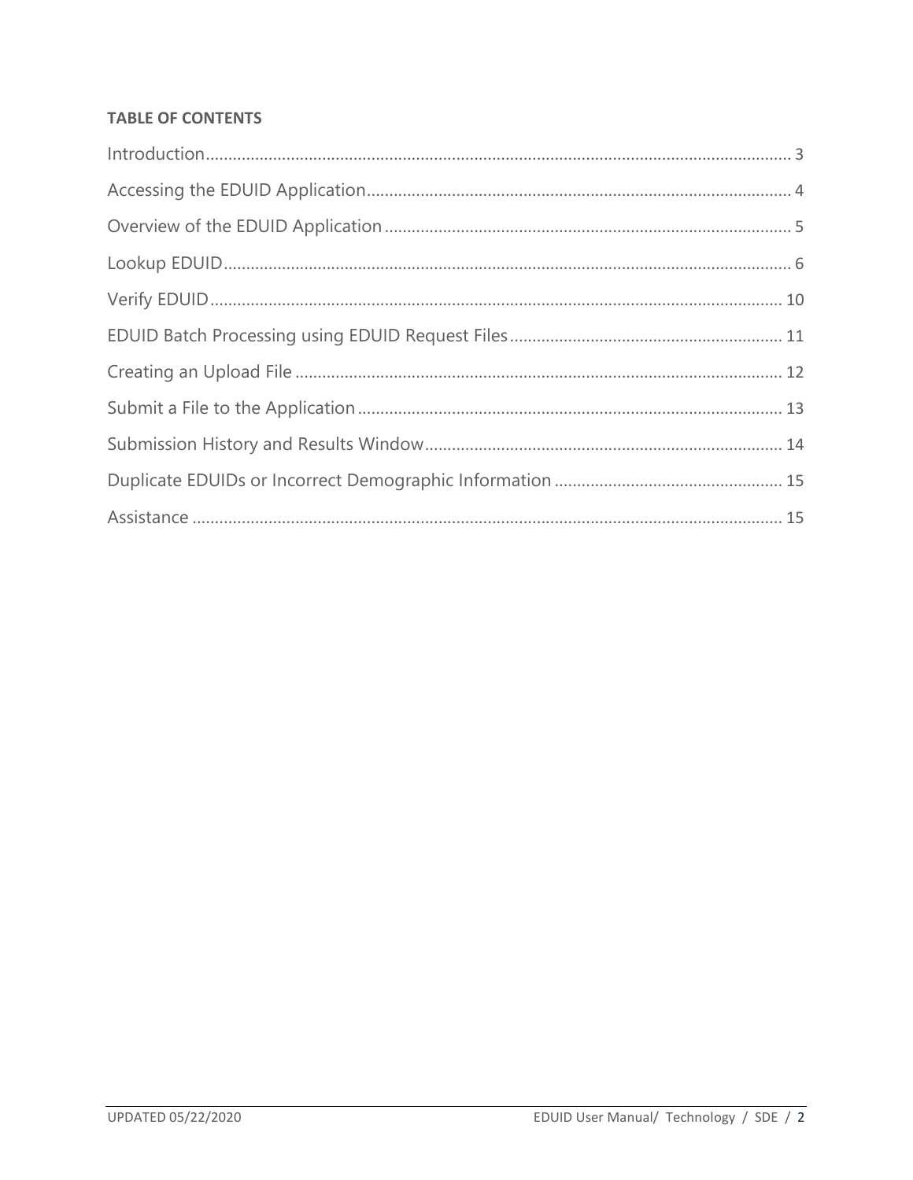**TABLE OF CONTENTS**

Introduction .................................................................................................................. 3

Accessing the EDUID Application.............................................................................. 4

Overview of the EDUID Application .......................................................................... 5

Lookup EDUID............................................................................................................. 6

Verify EDUID .............................................................................................................. 10

EDUID Batch Processing using EDUID Request Files ............................................ 11

Creating an Upload File ........................................................................................... 12

Submit a File to the Application .............................................................................. 13

Submission History and Results Window ............................................................... 14

Duplicate EDUIDs or Incorrect Demographic Information .................................. 15

Assistance .................................................................................................................. 15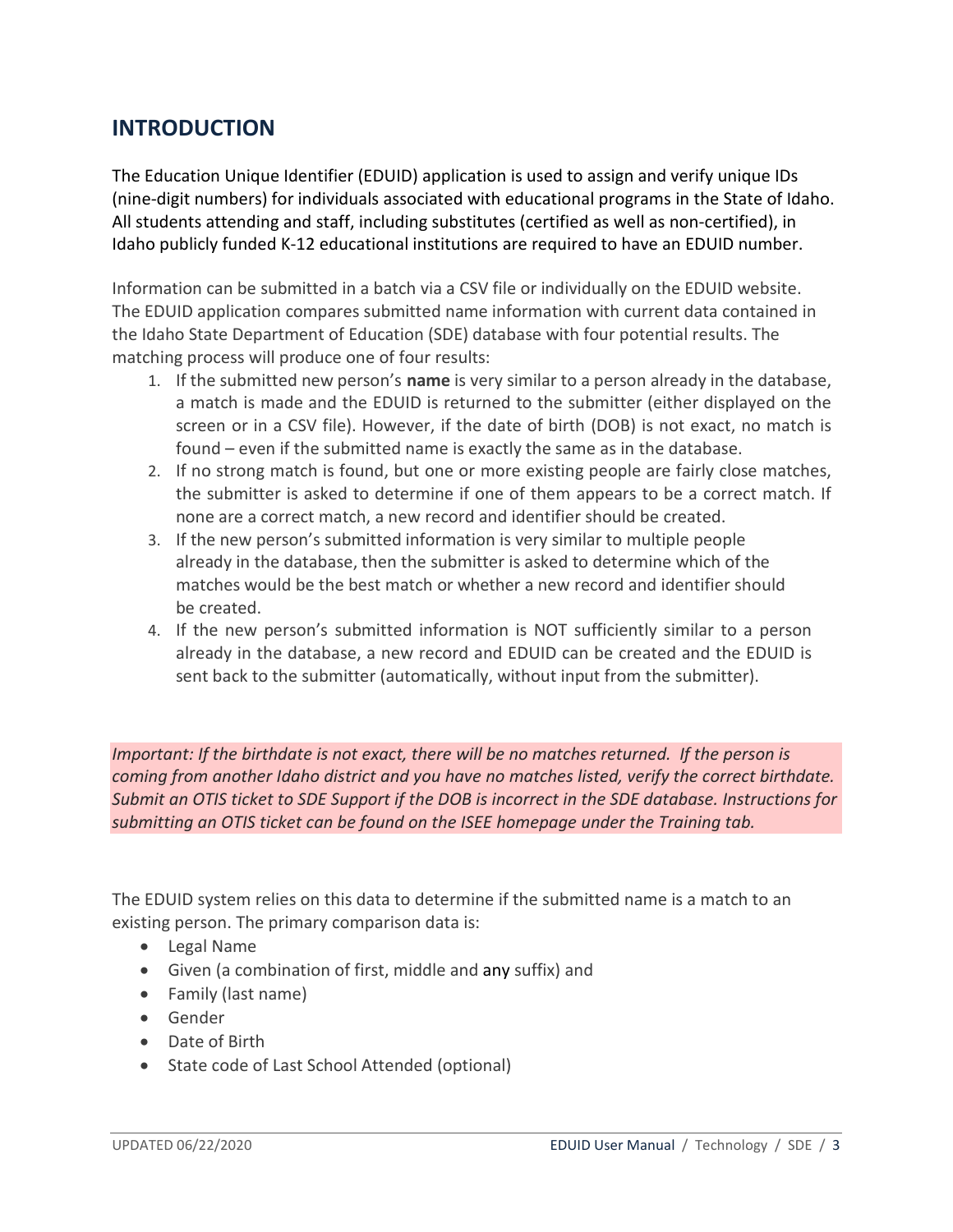## INTRODUCTION

The Education Unique Identifier (EDUID) application is used to assign and verify unique IDs (nine-digit numbers) for individuals associated with educational programs in the State of Idaho. All students attending and staff, including substitutes (certified as well as non-certified), in Idaho publicly funded K-12 educational institutions are required to have an EDUID number.

Information can be submitted in a batch via a CSV file or individually on the EDUID website. The EDUID application compares submitted name information with current data contained in the Idaho State Department of Education (SDE) database with four potential results. The matching process will produce one of four results:

1. If the submitted new person's **name** is very similar to a person already in the database, a match is made and the EDUID is returned to the submitter (either displayed on the screen or in a CSV file). However, if the date of birth (DOB) is not exact, no match is found – even if the submitted name is exactly the same as in the database.
2. If no strong match is found, but one or more existing people are fairly close matches, the submitter is asked to determine if one of them appears to be a correct match. If none are a correct match, a new record and identifier should be created.
3. If the new person's submitted information is very similar to multiple people already in the database, then the submitter is asked to determine which of the matches would be the best match or whether a new record and identifier should be created.
4. If the new person's submitted information is NOT sufficiently similar to a person already in the database, a new record and EDUID can be created and the EDUID is sent back to the submitter (automatically, without input from the submitter).

*Important: If the birthdate is not exact, there will be no matches returned. If the person is coming from another Idaho district and you have no matches listed, verify the correct birthdate. Submit an OTIS ticket to SDE Support if the DOB is incorrect in the SDE database. Instructions for submitting an OTIS ticket can be found on the ISEE homepage under the Training tab.*

The EDUID system relies on this data to determine if the submitted name is a match to an existing person. The primary comparison data is:

- Legal Name
- Given (a combination of first, middle and any suffix) and
- Family (last name)
- Gender
- Date of Birth
- State code of Last School Attended (optional)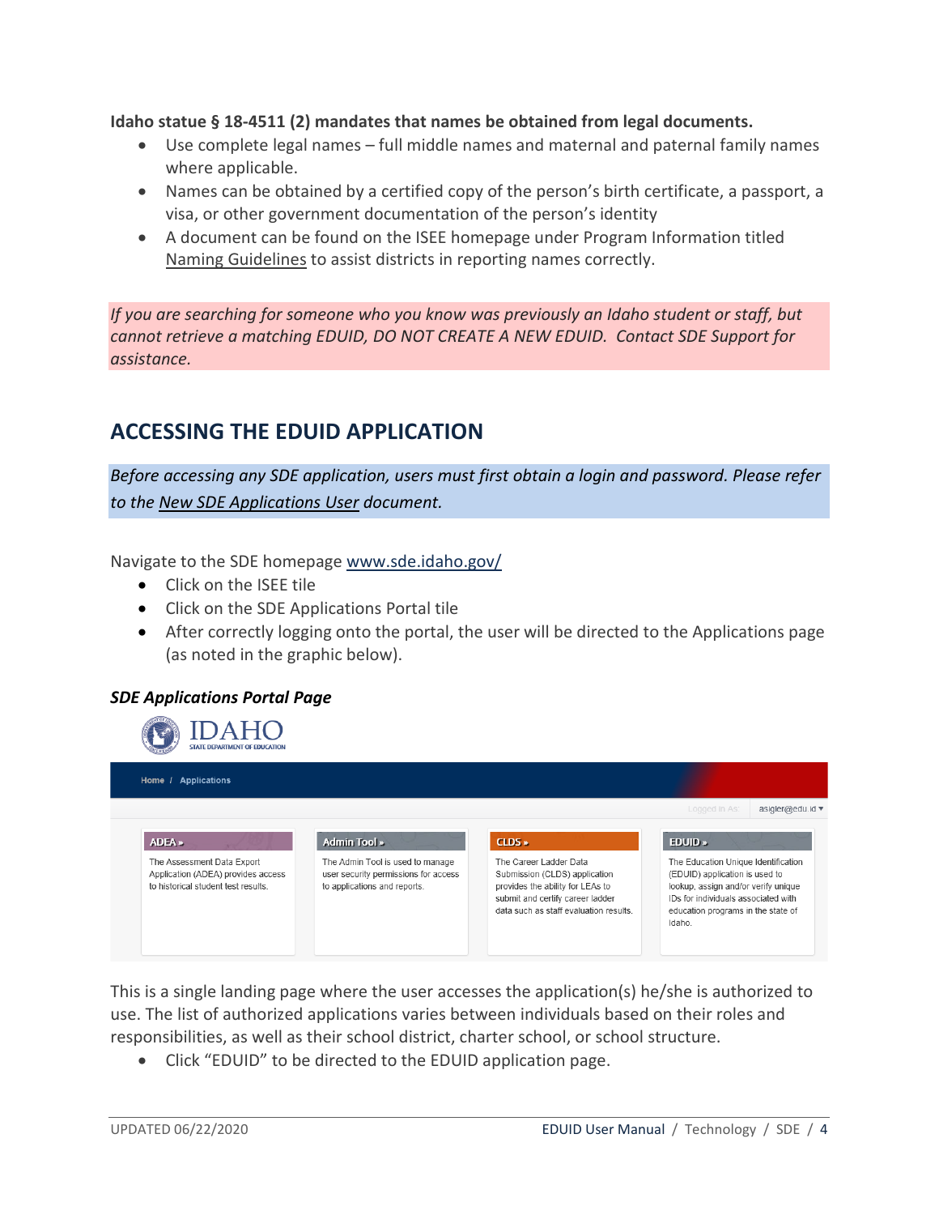**Idaho statue § 18-4511 (2) mandates that names be obtained from legal documents.**

- Use complete legal names – full middle names and maternal and paternal family names where applicable.
- Names can be obtained by a certified copy of the person's birth certificate, a passport, a visa, or other government documentation of the person's identity
- A document can be found on the ISEE homepage under Program Information titled Naming Guidelines to assist districts in reporting names correctly.

*If you are searching for someone who you know was previously an Idaho student or staff, but cannot retrieve a matching EDUID, DO NOT CREATE A NEW EDUID. Contact SDE Support for assistance.*

## ACCESSING THE EDUID APPLICATION

*Before accessing any SDE application, users must first obtain a login and password. Please refer to the New SDE Applications User document.*

Navigate to the SDE homepage www.sde.idaho.gov/

- Click on the ISEE tile
- Click on the SDE Applications Portal tile
- After correctly logging onto the portal, the user will be directed to the Applications page (as noted in the graphic below).

***SDE Applications Portal Page***

IDAHO STATE DEPARTMENT OF EDUCATION

Home / Applications

Logged in As: asigler@edu.id

**ADEA »** The Assessment Data Export Application (ADEA) provides access to historical student test results.

**Admin Tool »** The Admin Tool is used to manage user security permissions for access to applications and reports.

**CLDS »** The Career Ladder Data Submission (CLDS) application provides the ability for LEAs to submit and certify career ladder data such as staff evaluation results.

**EDUID »** The Education Unique Identification (EDUID) application is used to lookup, assign and/or verify unique IDs for individuals associated with education programs in the state of Idaho.

This is a single landing page where the user accesses the application(s) he/she is authorized to use. The list of authorized applications varies between individuals based on their roles and responsibilities, as well as their school district, charter school, or school structure.

- Click "EDUID" to be directed to the EDUID application page.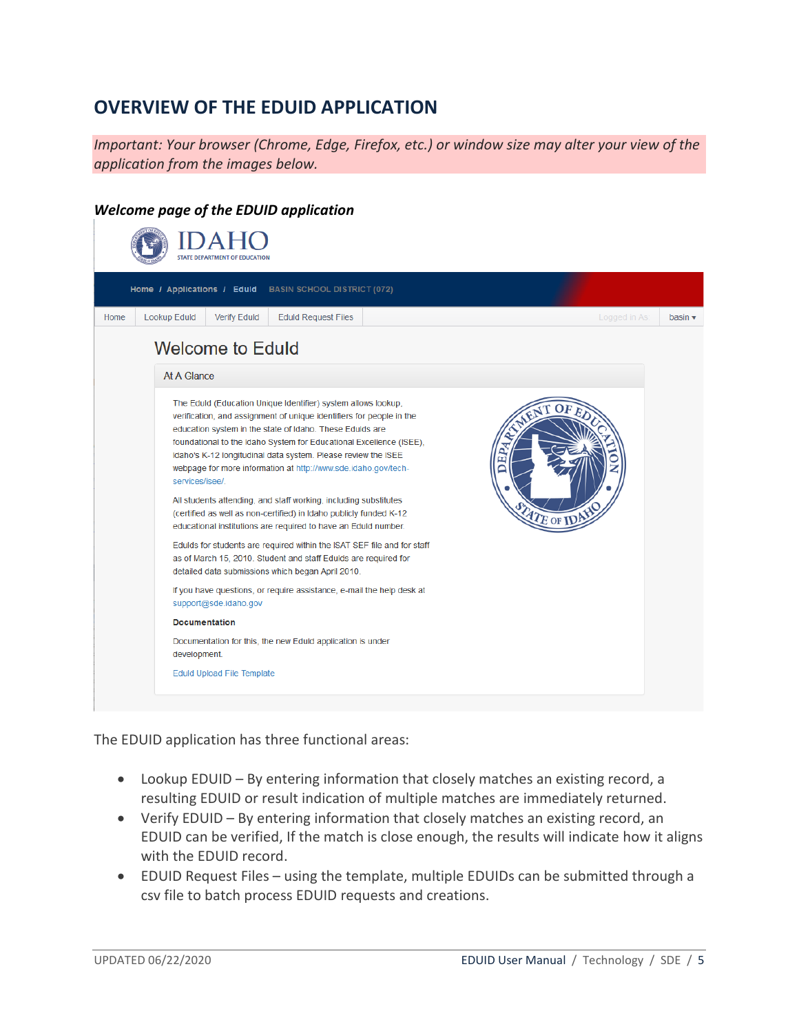## OVERVIEW OF THE EDUID APPLICATION

*Important: Your browser (Chrome, Edge, Firefox, etc.) or window size may alter your view of the application from the images below.*

***Welcome page of the EDUID application***

The EDUID application has three functional areas:

- Lookup EDUID – By entering information that closely matches an existing record, a resulting EDUID or result indication of multiple matches are immediately returned.
- Verify EDUID – By entering information that closely matches an existing record, an EDUID can be verified, If the match is close enough, the results will indicate how it aligns with the EDUID record.
- EDUID Request Files – using the template, multiple EDUIDs can be submitted through a csv file to batch process EDUID requests and creations.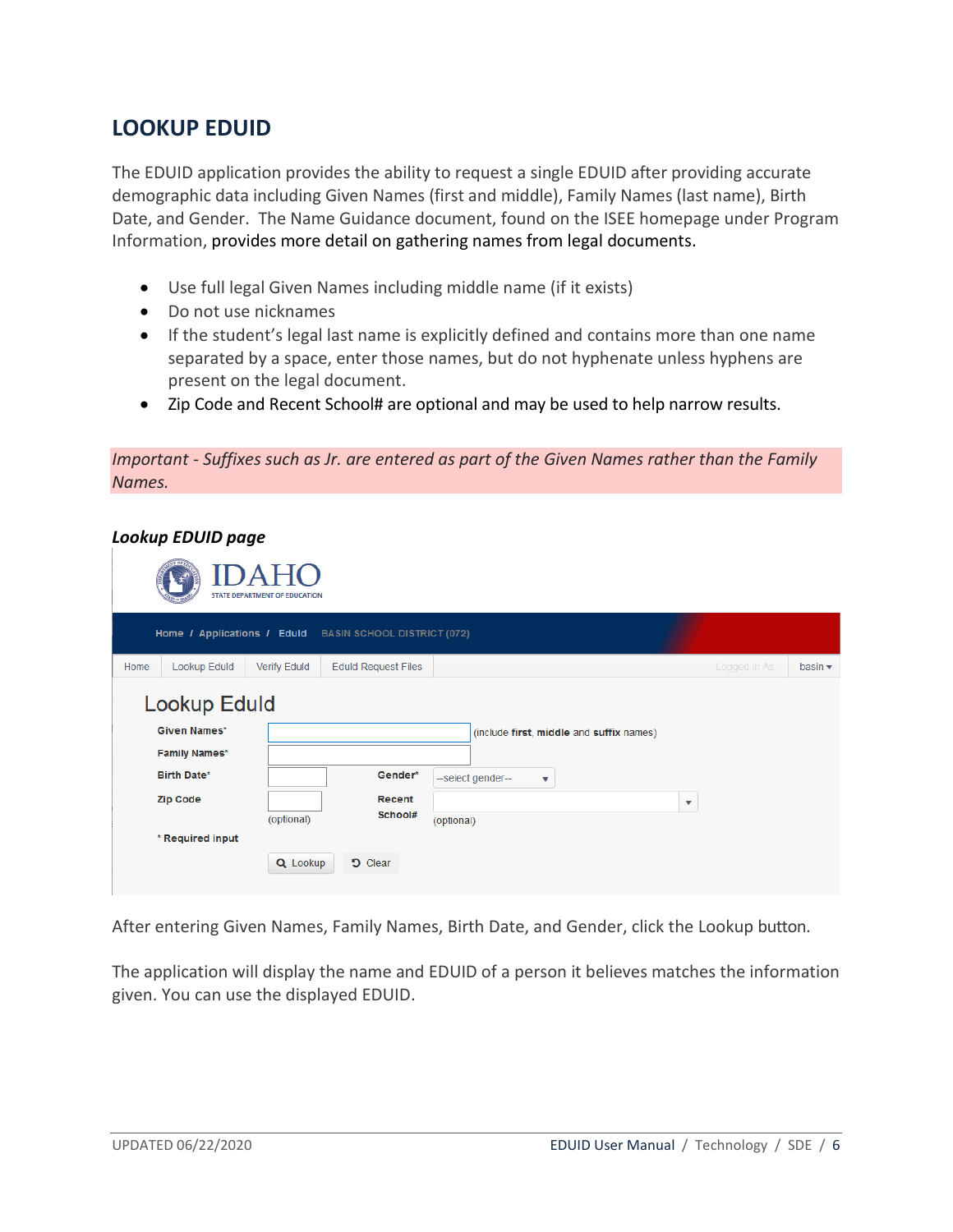## LOOKUP EDUID

The EDUID application provides the ability to request a single EDUID after providing accurate demographic data including Given Names (first and middle), Family Names (last name), Birth Date, and Gender. The Name Guidance document, found on the ISEE homepage under Program Information, provides more detail on gathering names from legal documents.

- Use full legal Given Names including middle name (if it exists)
- Do not use nicknames
- If the student's legal last name is explicitly defined and contains more than one name separated by a space, enter those names, but do not hyphenate unless hyphens are present on the legal document.
- Zip Code and Recent School# are optional and may be used to help narrow results.

*Important - Suffixes such as Jr. are entered as part of the Given Names rather than the Family Names.*

***Lookup EDUID page***

After entering Given Names, Family Names, Birth Date, and Gender, click the Lookup button.

The application will display the name and EDUID of a person it believes matches the information given. You can use the displayed EDUID.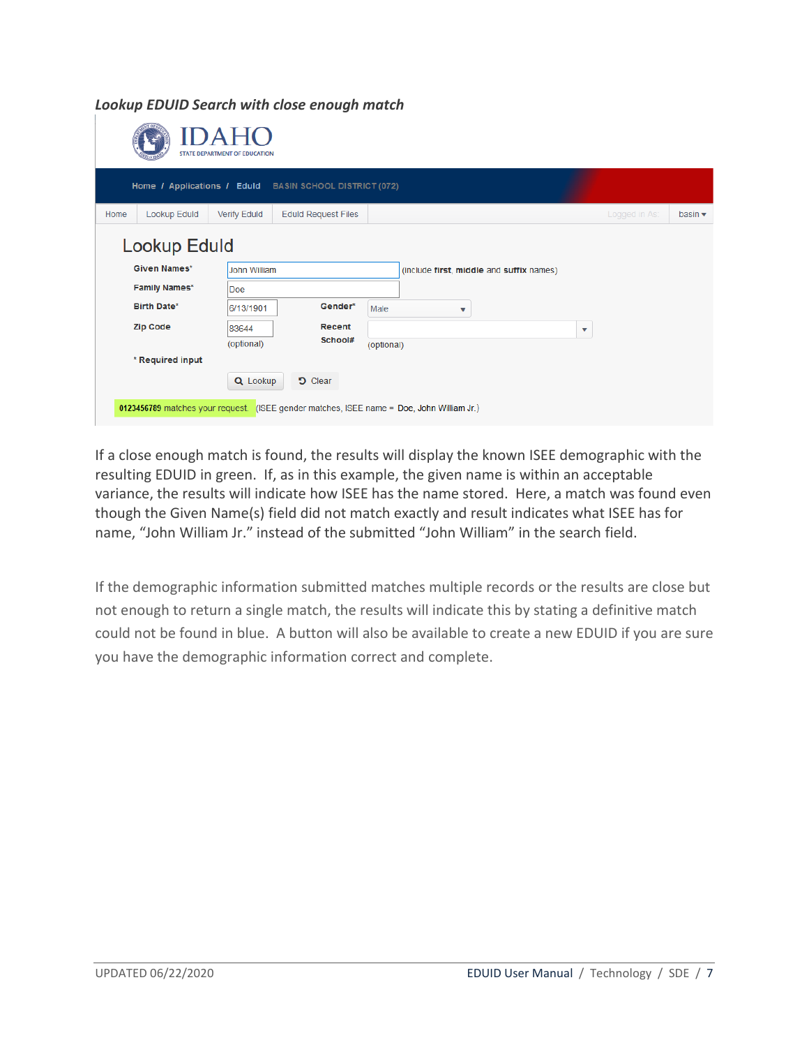***Lookup EDUID Search with close enough match***

IDAHO
STATE DEPARTMENT OF EDUCATION

Home / Applications / EduId BASIN SCHOOL DISTRICT (072)

Home | Lookup EduId | Verify EduId | EduId Request Files | Logged in As: | basin

## Lookup EduId

| | | | |
|---|---|---|---|
| Given Names* | John William | (include **first**, **middle** and **suffix** names) | |
| Family Names* | Doe | | |
| Birth Date* | 6/13/1901 | Gender* | Male |
| Zip Code | 83644 (optional) | Recent School# | (optional) |

\* Required input

Lookup | Clear

**0123456789** matches your request. (ISEE gender matches, ISEE name = Doe, John William Jr.)

If a close enough match is found, the results will display the known ISEE demographic with the resulting EDUID in green. If, as in this example, the given name is within an acceptable variance, the results will indicate how ISEE has the name stored. Here, a match was found even though the Given Name(s) field did not match exactly and result indicates what ISEE has for name, "John William Jr." instead of the submitted "John William" in the search field.

If the demographic information submitted matches multiple records or the results are close but not enough to return a single match, the results will indicate this by stating a definitive match could not be found in blue. A button will also be available to create a new EDUID if you are sure you have the demographic information correct and complete.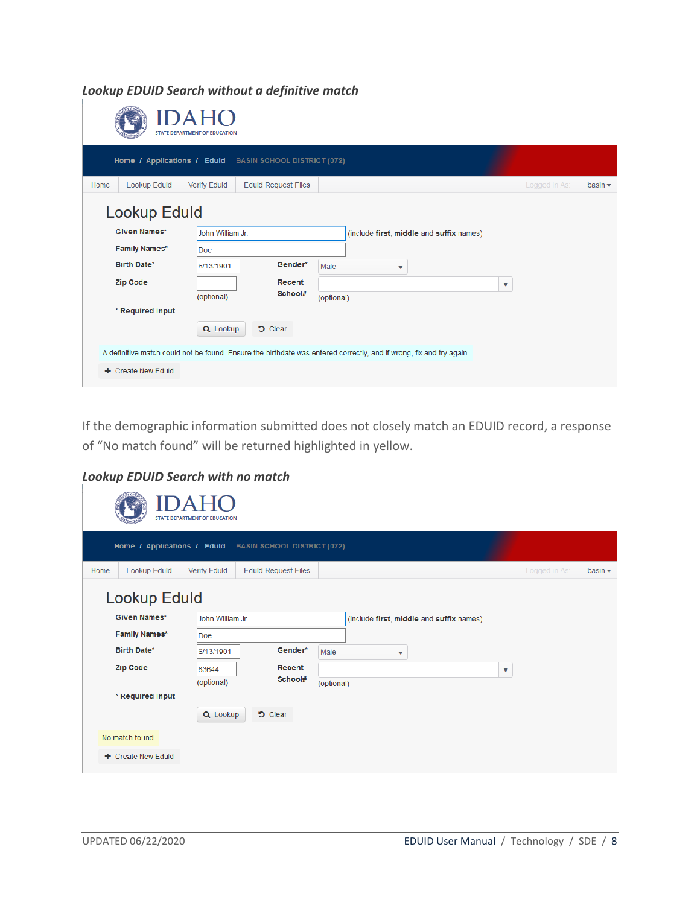***Lookup EDUID Search without a definitive match***

IDAHO
STATE DEPARTMENT OF EDUCATION

Home / Applications / EdUid BASIN SCHOOL DISTRICT (072)

Home | Lookup EdUid | Verify EdUid | EdUid Request Files | Logged in As: | basin

## Lookup EdUid

Given Names* John William Jr. (include **first**, **middle** and **suffix** names)

Family Names* Doe

Birth Date* 6/13/1901 Gender* Male

Zip Code (optional) Recent School# (optional)

\* Required input

Lookup Clear

A definitive match could not be found. Ensure the birthdate was entered correctly, and if wrong, fix and try again.

Create New EdUid

If the demographic information submitted does not closely match an EDUID record, a response of "No match found" will be returned highlighted in yellow.

***Lookup EDUID Search with no match***

IDAHO
STATE DEPARTMENT OF EDUCATION

Home / Applications / EdUid BASIN SCHOOL DISTRICT (072)

Home | Lookup EdUid | Verify EdUid | EdUid Request Files | Logged in As: | basin

## Lookup EdUid

Given Names* John William Jr. (include **first**, **middle** and **suffix** names)

Family Names* Doe

Birth Date* 6/13/1901 Gender* Male

Zip Code 83644 (optional) Recent School# (optional)

\* Required input

Lookup Clear

No match found.

Create New EdUid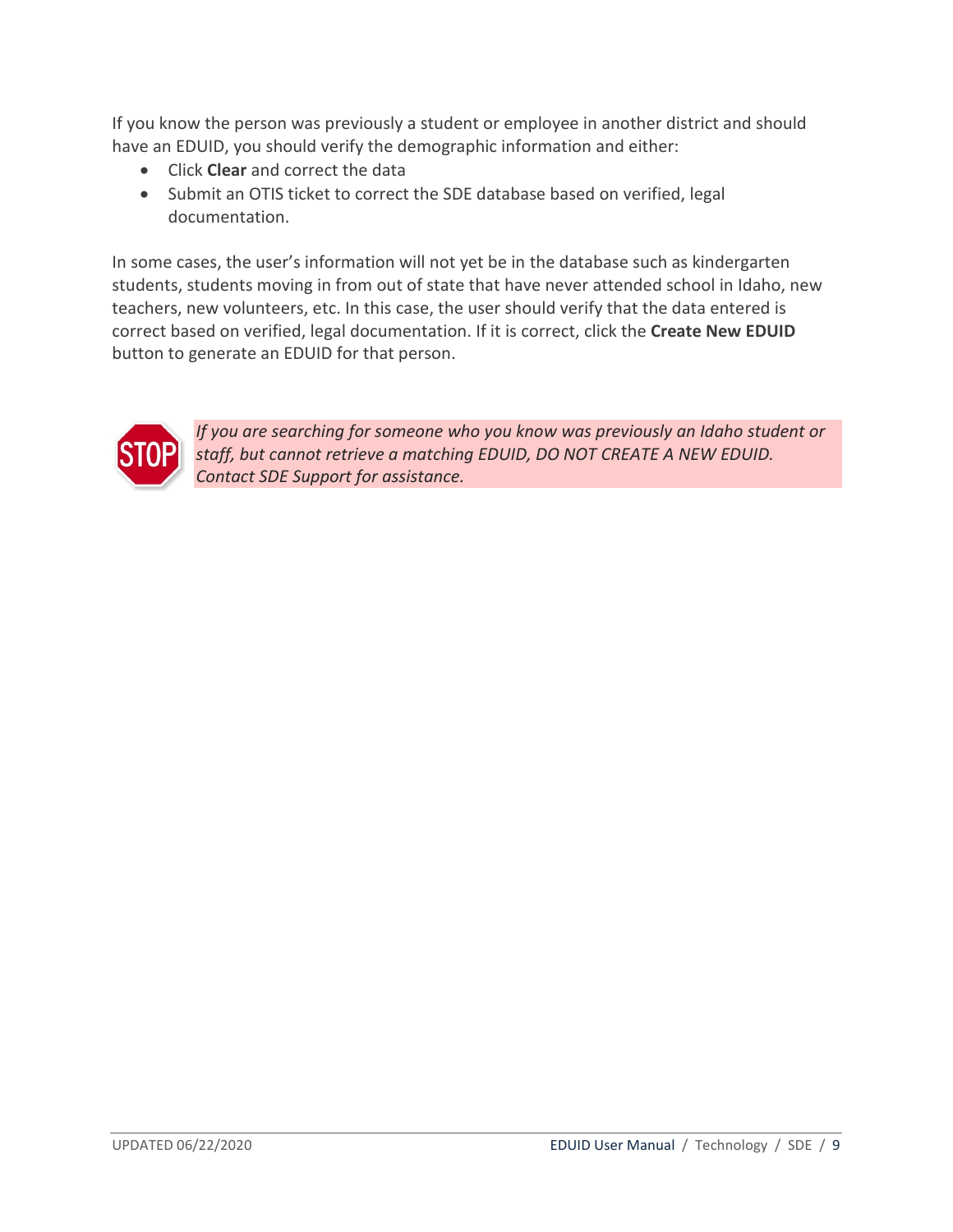If you know the person was previously a student or employee in another district and should have an EDUID, you should verify the demographic information and either:

- Click **Clear** and correct the data
- Submit an OTIS ticket to correct the SDE database based on verified, legal documentation.

In some cases, the user's information will not yet be in the database such as kindergarten students, students moving in from out of state that have never attended school in Idaho, new teachers, new volunteers, etc. In this case, the user should verify that the data entered is correct based on verified, legal documentation. If it is correct, click the **Create New EDUID** button to generate an EDUID for that person.

*If you are searching for someone who you know was previously an Idaho student or staff, but cannot retrieve a matching EDUID, DO NOT CREATE A NEW EDUID. Contact SDE Support for assistance.*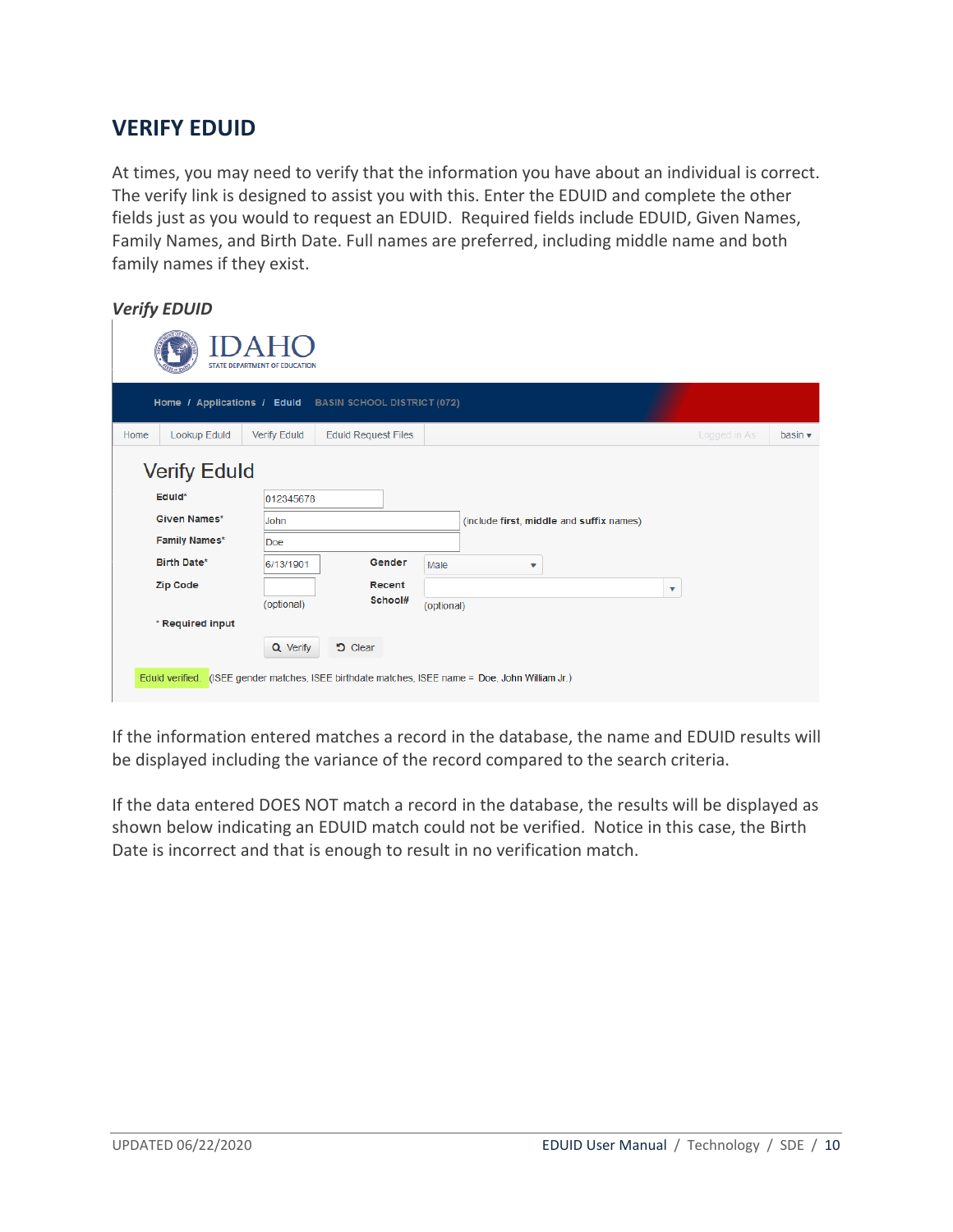## VERIFY EDUID

At times, you may need to verify that the information you have about an individual is correct. The verify link is designed to assist you with this. Enter the EDUID and complete the other fields just as you would to request an EDUID. Required fields include EDUID, Given Names, Family Names, and Birth Date. Full names are preferred, including middle name and both family names if they exist.

*Verify EDUID*

If the information entered matches a record in the database, the name and EDUID results will be displayed including the variance of the record compared to the search criteria.

If the data entered DOES NOT match a record in the database, the results will be displayed as shown below indicating an EDUID match could not be verified. Notice in this case, the Birth Date is incorrect and that is enough to result in no verification match.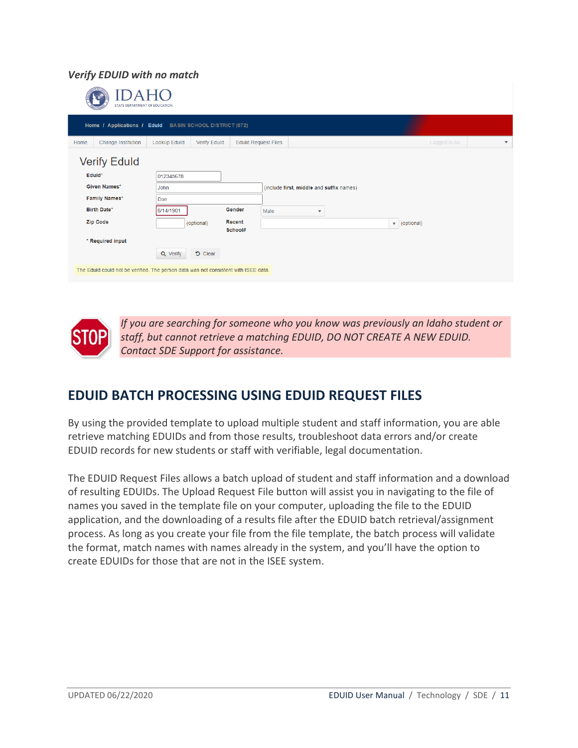***Verify EDUID with no match***

*If you are searching for someone who you know was previously an Idaho student or staff, but cannot retrieve a matching EDUID, DO NOT CREATE A NEW EDUID. Contact SDE Support for assistance.*

## EDUID BATCH PROCESSING USING EDUID REQUEST FILES

By using the provided template to upload multiple student and staff information, you are able retrieve matching EDUIDs and from those results, troubleshoot data errors and/or create EDUID records for new students or staff with verifiable, legal documentation.

The EDUID Request Files allows a batch upload of student and staff information and a download of resulting EDUIDs. The Upload Request File button will assist you in navigating to the file of names you saved in the template file on your computer, uploading the file to the EDUID application, and the downloading of a results file after the EDUID batch retrieval/assignment process. As long as you create your file from the file template, the batch process will validate the format, match names with names already in the system, and you'll have the option to create EDUIDs for those that are not in the ISEE system.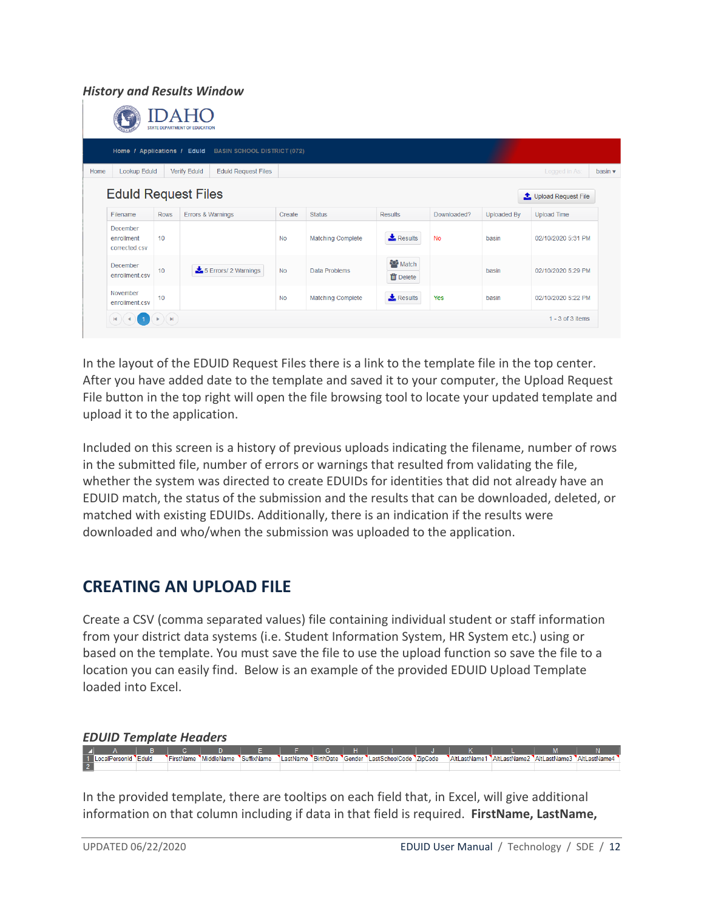*History and Results Window*

IDAHO
STATE DEPARTMENT OF EDUCATION

Home / Applications / EduId BASIN SCHOOL DISTRICT (072)

Home | Lookup EduId | Verify EduId | EduId Request Files

EduId Request Files

Upload Request File

| Filename | Rows | Errors & Warnings | Create | Status | Results | Downloaded? | Uploaded By | Upload Time |
|---|---|---|---|---|---|---|---|---|
| December enrollment corrected.csv | 10 | | No | Matching Complete | Results | No | basin | 02/10/2020 5:31 PM |
| December enrollment.csv | 10 | 5 Errors/ 2 Warnings | No | Data Problems | Match Delete | | basin | 02/10/2020 5:29 PM |
| November enrollment.csv | 10 | | No | Matching Complete | Results | Yes | basin | 02/10/2020 5:22 PM |

1 - 3 of 3 items

In the layout of the EDUID Request Files there is a link to the template file in the top center. After you have added date to the template and saved it to your computer, the Upload Request File button in the top right will open the file browsing tool to locate your updated template and upload it to the application.

Included on this screen is a history of previous uploads indicating the filename, number of rows in the submitted file, number of errors or warnings that resulted from validating the file, whether the system was directed to create EDUIDs for identities that did not already have an EDUID match, the status of the submission and the results that can be downloaded, deleted, or matched with existing EDUIDs. Additionally, there is an indication if the results were downloaded and who/when the submission was uploaded to the application.

## CREATING AN UPLOAD FILE

Create a CSV (comma separated values) file containing individual student or staff information from your district data systems (i.e. Student Information System, HR System etc.) using or based on the template. You must save the file to use the upload function so save the file to a location you can easily find. Below is an example of the provided EDUID Upload Template loaded into Excel.

*EDUID Template Headers*

| | A | B | C | D | E | F | G | H | I | J | K | L | M | N |
|---|---|---|---|---|---|---|---|---|---|---|---|---|---|---|
| 1 | LocalPersonId | EduId | FirstName | MiddleName | SuffixName | LastName | BirthDate | Gender | LastSchoolCode | ZipCode | AltLastName1 | AltLastName2 | AltLastName3 | AltLastName4 |
| 2 | | | | | | | | | | | | | | |

In the provided template, there are tooltips on each field that, in Excel, will give additional information on that column including if data in that field is required. **FirstName, LastName,**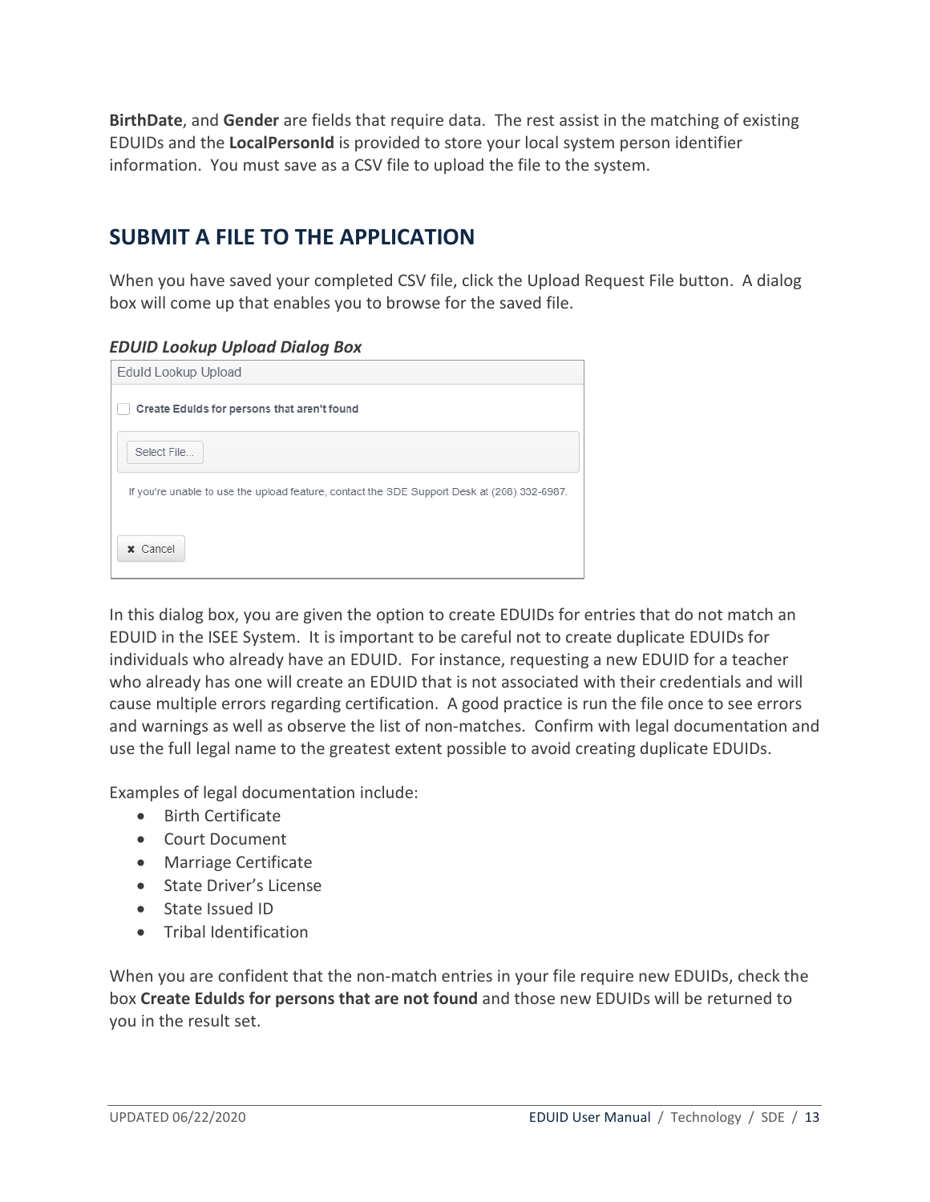**BirthDate**, and **Gender** are fields that require data. The rest assist in the matching of existing EDUIDs and the **LocalPersonId** is provided to store your local system person identifier information. You must save as a CSV file to upload the file to the system.

## SUBMIT A FILE TO THE APPLICATION

When you have saved your completed CSV file, click the Upload Request File button. A dialog box will come up that enables you to browse for the saved file.

***EDUID Lookup Upload Dialog Box***

EduId Lookup Upload

☐ **Create EduIds for persons that aren't found**

Select File...

If you're unable to use the upload feature, contact the SDE Support Desk at (208) 332-6987.

✖ Cancel

In this dialog box, you are given the option to create EDUIDs for entries that do not match an EDUID in the ISEE System. It is important to be careful not to create duplicate EDUIDs for individuals who already have an EDUID. For instance, requesting a new EDUID for a teacher who already has one will create an EDUID that is not associated with their credentials and will cause multiple errors regarding certification. A good practice is run the file once to see errors and warnings as well as observe the list of non-matches. Confirm with legal documentation and use the full legal name to the greatest extent possible to avoid creating duplicate EDUIDs.

Examples of legal documentation include:

- Birth Certificate
- Court Document
- Marriage Certificate
- State Driver's License
- State Issued ID
- Tribal Identification

When you are confident that the non-match entries in your file require new EDUIDs, check the box **Create EduIds for persons that are not found** and those new EDUIDs will be returned to you in the result set.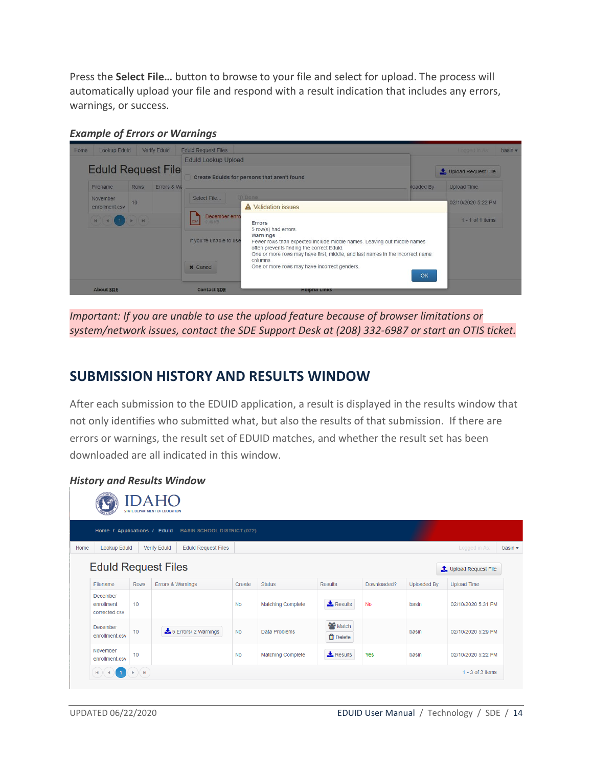Press the **Select File…** button to browse to your file and select for upload. The process will automatically upload your file and respond with a result indication that includes any errors, warnings, or success.

***Example of Errors or Warnings***

*Important: If you are unable to use the upload feature because of browser limitations or system/network issues, contact the SDE Support Desk at (208) 332-6987 or start an OTIS ticket.*

## SUBMISSION HISTORY AND RESULTS WINDOW

After each submission to the EDUID application, a result is displayed in the results window that not only identifies who submitted what, but also the results of that submission. If there are errors or warnings, the result set of EDUID matches, and whether the result set has been downloaded are all indicated in this window.

***History and Results Window***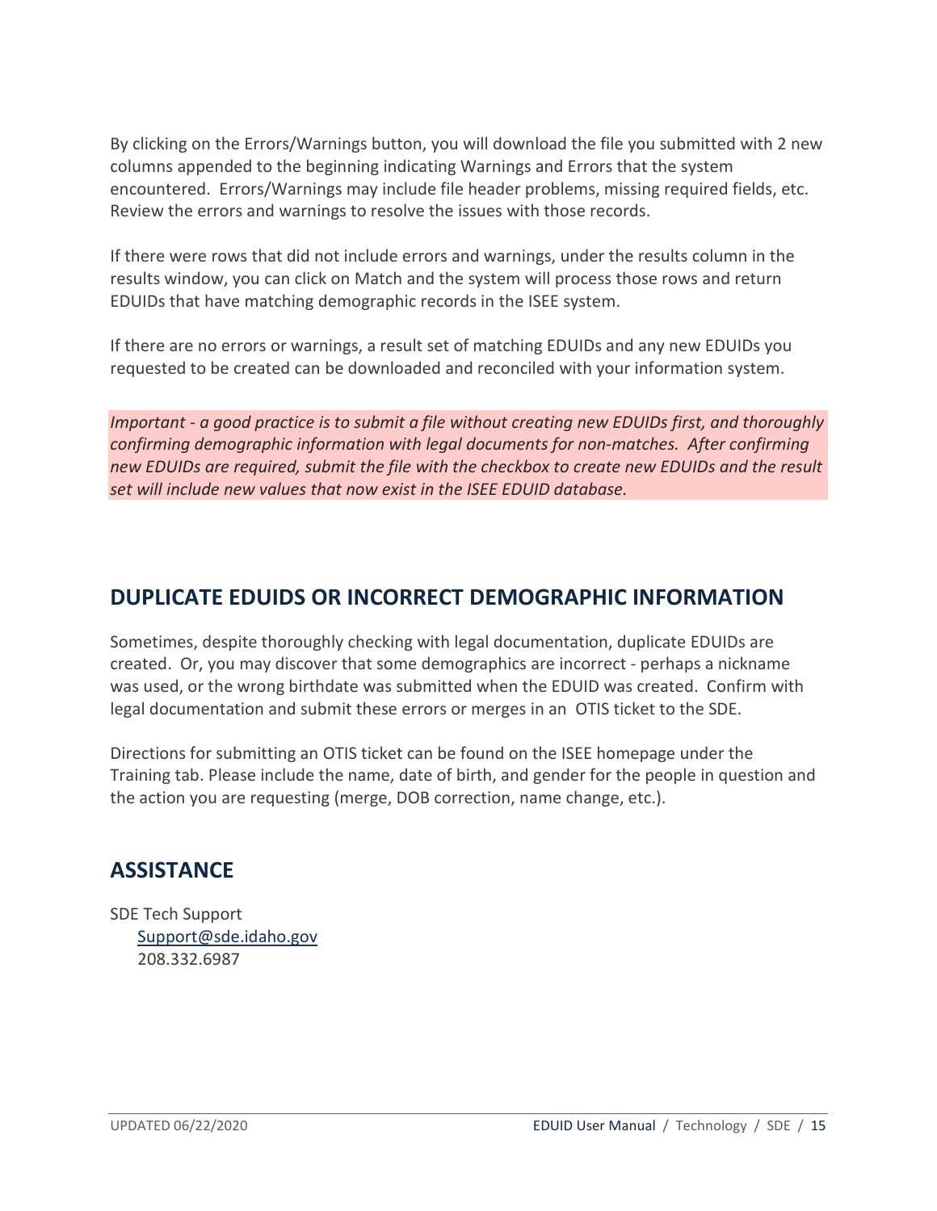By clicking on the Errors/Warnings button, you will download the file you submitted with 2 new columns appended to the beginning indicating Warnings and Errors that the system encountered. Errors/Warnings may include file header problems, missing required fields, etc. Review the errors and warnings to resolve the issues with those records.

If there were rows that did not include errors and warnings, under the results column in the results window, you can click on Match and the system will process those rows and return EDUIDs that have matching demographic records in the ISEE system.

If there are no errors or warnings, a result set of matching EDUIDs and any new EDUIDs you requested to be created can be downloaded and reconciled with your information system.

*Important - a good practice is to submit a file without creating new EDUIDs first, and thoroughly confirming demographic information with legal documents for non-matches. After confirming new EDUIDs are required, submit the file with the checkbox to create new EDUIDs and the result set will include new values that now exist in the ISEE EDUID database.*

## DUPLICATE EDUIDS OR INCORRECT DEMOGRAPHIC INFORMATION

Sometimes, despite thoroughly checking with legal documentation, duplicate EDUIDs are created. Or, you may discover that some demographics are incorrect - perhaps a nickname was used, or the wrong birthdate was submitted when the EDUID was created. Confirm with legal documentation and submit these errors or merges in an OTIS ticket to the SDE.

Directions for submitting an OTIS ticket can be found on the ISEE homepage under the Training tab. Please include the name, date of birth, and gender for the people in question and the action you are requesting (merge, DOB correction, name change, etc.).

## ASSISTANCE

SDE Tech Support
Support@sde.idaho.gov
208.332.6987